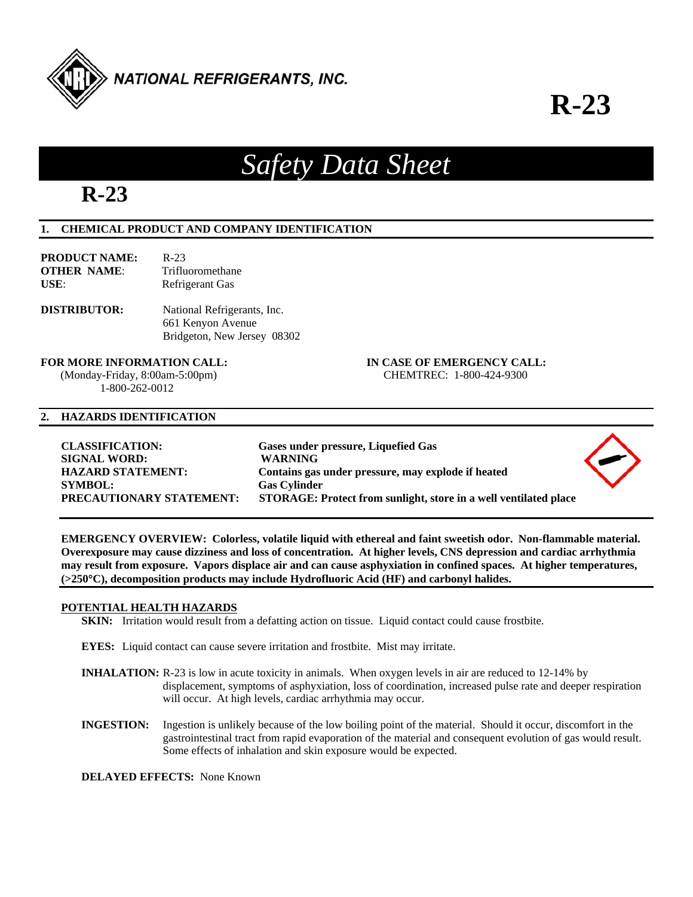NATIONAL REFRIGERANTS, INC.

# R-23

## *Safety Data Sheet*

# R-23

## 1. CHEMICAL PRODUCT AND COMPANY IDENTIFICATION

**PRODUCT NAME:** R-23
**OTHER NAME**: Trifluoromethane
**USE**: Refrigerant Gas

**DISTRIBUTOR:** National Refrigerants, Inc.
661 Kenyon Avenue
Bridgeton, New Jersey 08302

**FOR MORE INFORMATION CALL:**
(Monday-Friday, 8:00am-5:00pm)
1-800-262-0012

**IN CASE OF EMERGENCY CALL:**
CHEMTREC: 1-800-424-9300

## 2. HAZARDS IDENTIFICATION

**CLASSIFICATION:** **Gases under pressure, Liquefied Gas**
**SIGNAL WORD:** **WARNING**
**HAZARD STATEMENT:** **Contains gas under pressure, may explode if heated**
**SYMBOL:** **Gas Cylinder**
**PRECAUTIONARY STATEMENT:** **STORAGE: Protect from sunlight, store in a well ventilated place**

**EMERGENCY OVERVIEW: Colorless, volatile liquid with ethereal and faint sweetish odor. Non-flammable material. Overexposure may cause dizziness and loss of concentration. At higher levels, CNS depression and cardiac arrhythmia may result from exposure. Vapors displace air and can cause asphyxiation in confined spaces. At higher temperatures, (>250°C), decomposition products may include Hydrofluoric Acid (HF) and carbonyl halides.**

### POTENTIAL HEALTH HAZARDS

**SKIN:** Irritation would result from a defatting action on tissue. Liquid contact could cause frostbite.

**EYES:** Liquid contact can cause severe irritation and frostbite. Mist may irritate.

**INHALATION:** R-23 is low in acute toxicity in animals. When oxygen levels in air are reduced to 12-14% by displacement, symptoms of asphyxiation, loss of coordination, increased pulse rate and deeper respiration will occur. At high levels, cardiac arrhythmia may occur.

**INGESTION:** Ingestion is unlikely because of the low boiling point of the material. Should it occur, discomfort in the gastrointestinal tract from rapid evaporation of the material and consequent evolution of gas would result. Some effects of inhalation and skin exposure would be expected.

**DELAYED EFFECTS:** None Known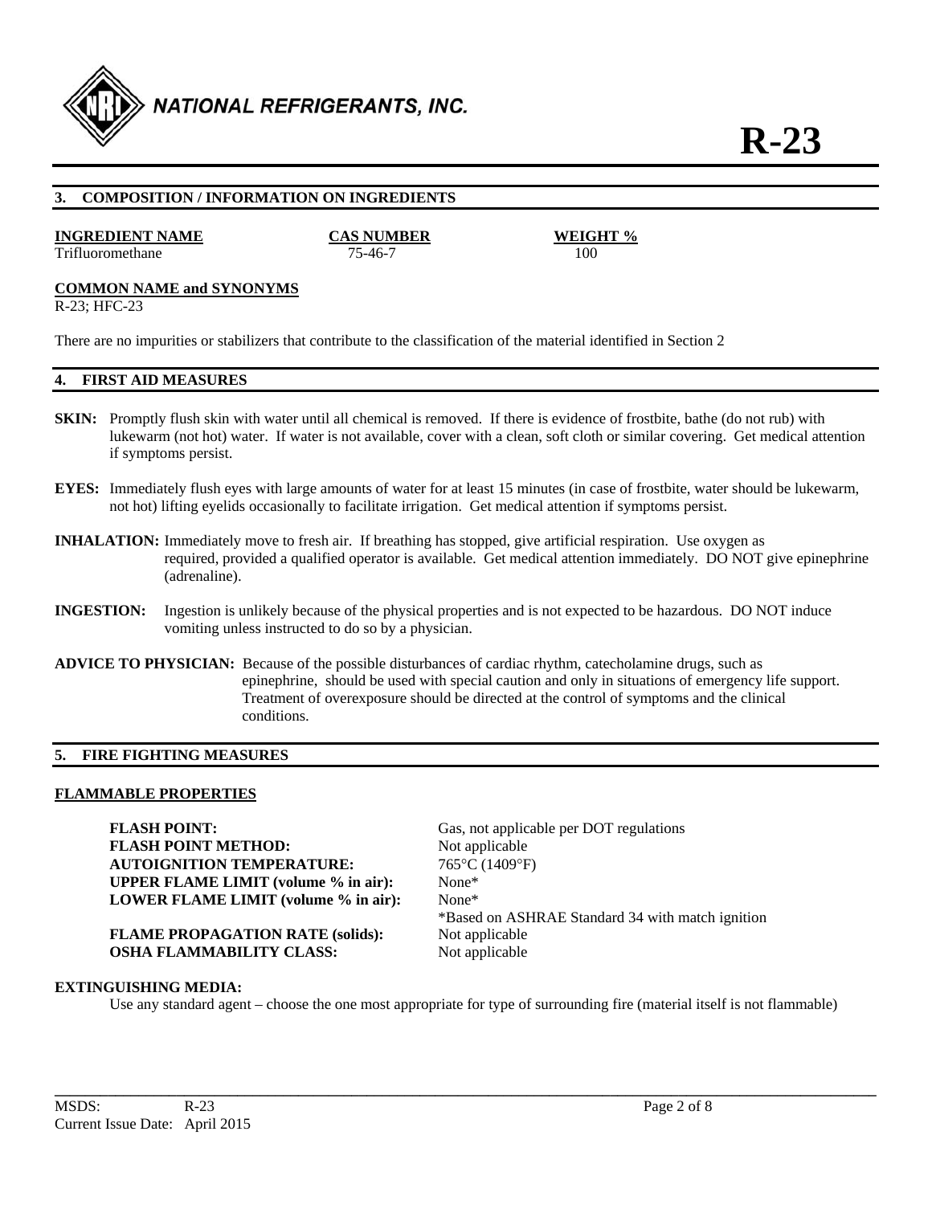## 3. COMPOSITION / INFORMATION ON INGREDIENTS

| INGREDIENT NAME | CAS NUMBER | WEIGHT % |
|---|---|---|
| Trifluoromethane | 75-46-7 | 100 |

**COMMON NAME and SYNONYMS**

R-23; HFC-23

There are no impurities or stabilizers that contribute to the classification of the material identified in Section 2

## 4. FIRST AID MEASURES

**SKIN:** Promptly flush skin with water until all chemical is removed. If there is evidence of frostbite, bathe (do not rub) with lukewarm (not hot) water. If water is not available, cover with a clean, soft cloth or similar covering. Get medical attention if symptoms persist.

**EYES:** Immediately flush eyes with large amounts of water for at least 15 minutes (in case of frostbite, water should be lukewarm, not hot) lifting eyelids occasionally to facilitate irrigation. Get medical attention if symptoms persist.

**INHALATION:** Immediately move to fresh air. If breathing has stopped, give artificial respiration. Use oxygen as required, provided a qualified operator is available. Get medical attention immediately. DO NOT give epinephrine (adrenaline).

**INGESTION:** Ingestion is unlikely because of the physical properties and is not expected to be hazardous. DO NOT induce vomiting unless instructed to do so by a physician.

**ADVICE TO PHYSICIAN:** Because of the possible disturbances of cardiac rhythm, catecholamine drugs, such as epinephrine, should be used with special caution and only in situations of emergency life support. Treatment of overexposure should be directed at the control of symptoms and the clinical conditions.

## 5. FIRE FIGHTING MEASURES

**FLAMMABLE PROPERTIES**

**FLASH POINT:** Gas, not applicable per DOT regulations
**FLASH POINT METHOD:** Not applicable
**AUTOIGNITION TEMPERATURE:** 765°C (1409°F)
**UPPER FLAME LIMIT (volume % in air):** None*
**LOWER FLAME LIMIT (volume % in air):** None*
*Based on ASHRAE Standard 34 with match ignition
**FLAME PROPAGATION RATE (solids):** Not applicable
**OSHA FLAMMABILITY CLASS:** Not applicable

**EXTINGUISHING MEDIA:**

Use any standard agent – choose the one most appropriate for type of surrounding fire (material itself is not flammable)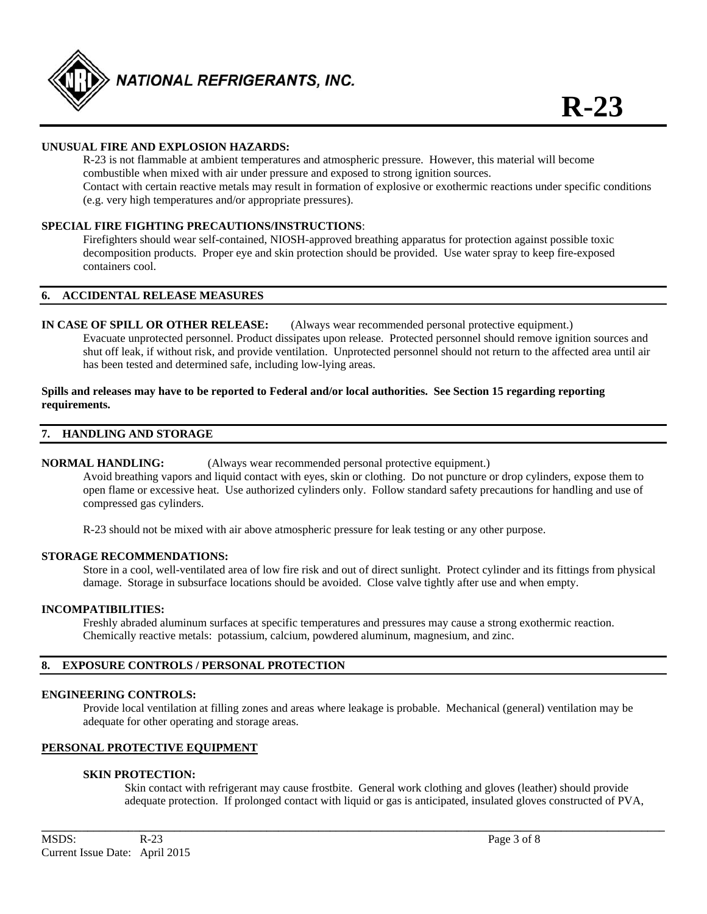**UNUSUAL FIRE AND EXPLOSION HAZARDS:**

R-23 is not flammable at ambient temperatures and atmospheric pressure. However, this material will become combustible when mixed with air under pressure and exposed to strong ignition sources.
Contact with certain reactive metals may result in formation of explosive or exothermic reactions under specific conditions (e.g. very high temperatures and/or appropriate pressures).

**SPECIAL FIRE FIGHTING PRECAUTIONS/INSTRUCTIONS**:

Firefighters should wear self-contained, NIOSH-approved breathing apparatus for protection against possible toxic decomposition products. Proper eye and skin protection should be provided. Use water spray to keep fire-exposed containers cool.

## 6. ACCIDENTAL RELEASE MEASURES

**IN CASE OF SPILL OR OTHER RELEASE:** (Always wear recommended personal protective equipment.)

Evacuate unprotected personnel. Product dissipates upon release. Protected personnel should remove ignition sources and shut off leak, if without risk, and provide ventilation. Unprotected personnel should not return to the affected area until air has been tested and determined safe, including low-lying areas.

**Spills and releases may have to be reported to Federal and/or local authorities. See Section 15 regarding reporting requirements.**

## 7. HANDLING AND STORAGE

**NORMAL HANDLING:** (Always wear recommended personal protective equipment.)

Avoid breathing vapors and liquid contact with eyes, skin or clothing. Do not puncture or drop cylinders, expose them to open flame or excessive heat. Use authorized cylinders only. Follow standard safety precautions for handling and use of compressed gas cylinders.

R-23 should not be mixed with air above atmospheric pressure for leak testing or any other purpose.

**STORAGE RECOMMENDATIONS:**

Store in a cool, well-ventilated area of low fire risk and out of direct sunlight. Protect cylinder and its fittings from physical damage. Storage in subsurface locations should be avoided. Close valve tightly after use and when empty.

**INCOMPATIBILITIES:**

Freshly abraded aluminum surfaces at specific temperatures and pressures may cause a strong exothermic reaction.
Chemically reactive metals: potassium, calcium, powdered aluminum, magnesium, and zinc.

## 8. EXPOSURE CONTROLS / PERSONAL PROTECTION

**ENGINEERING CONTROLS:**

Provide local ventilation at filling zones and areas where leakage is probable. Mechanical (general) ventilation may be adequate for other operating and storage areas.

**PERSONAL PROTECTIVE EQUIPMENT**

**SKIN PROTECTION:**

Skin contact with refrigerant may cause frostbite. General work clothing and gloves (leather) should provide adequate protection. If prolonged contact with liquid or gas is anticipated, insulated gloves constructed of PVA,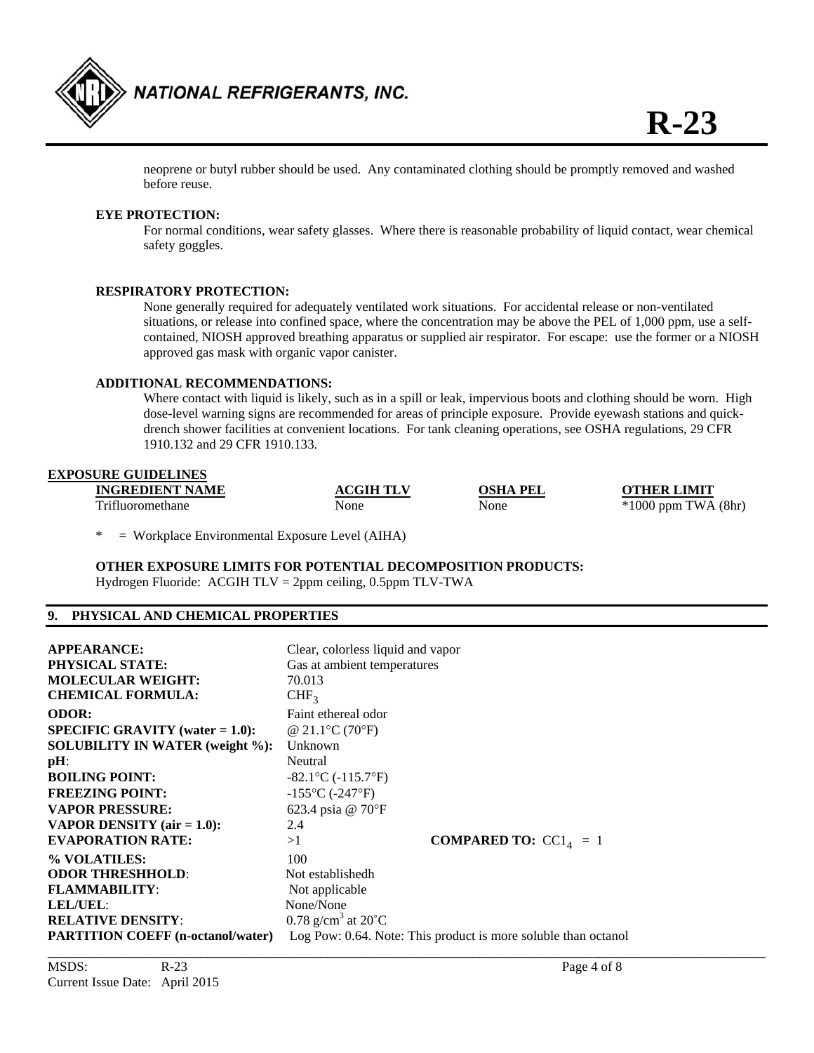neoprene or butyl rubber should be used. Any contaminated clothing should be promptly removed and washed before reuse.

**EYE PROTECTION:**

For normal conditions, wear safety glasses. Where there is reasonable probability of liquid contact, wear chemical safety goggles.

**RESPIRATORY PROTECTION:**

None generally required for adequately ventilated work situations. For accidental release or non-ventilated situations, or release into confined space, where the concentration may be above the PEL of 1,000 ppm, use a self-contained, NIOSH approved breathing apparatus or supplied air respirator. For escape: use the former or a NIOSH approved gas mask with organic vapor canister.

**ADDITIONAL RECOMMENDATIONS:**

Where contact with liquid is likely, such as in a spill or leak, impervious boots and clothing should be worn. High dose-level warning signs are recommended for areas of principle exposure. Provide eyewash stations and quick-drench shower facilities at convenient locations. For tank cleaning operations, see OSHA regulations, 29 CFR 1910.132 and 29 CFR 1910.133.

**EXPOSURE GUIDELINES**

| INGREDIENT NAME | ACGIH TLV | OSHA PEL | OTHER LIMIT |
|---|---|---|---|
| Trifluoromethane | None | None | *1000 ppm TWA (8hr) |

\* = Workplace Environmental Exposure Level (AIHA)

**OTHER EXPOSURE LIMITS FOR POTENTIAL DECOMPOSITION PRODUCTS:**

Hydrogen Fluoride: ACGIH TLV = 2ppm ceiling, 0.5ppm TLV-TWA

## 9. PHYSICAL AND CHEMICAL PROPERTIES

| | | |
|---|---|---|
| **APPEARANCE:** | Clear, colorless liquid and vapor | |
| **PHYSICAL STATE:** | Gas at ambient temperatures | |
| **MOLECULAR WEIGHT:** | 70.013 | |
| **CHEMICAL FORMULA:** | $CHF_3$ | |
| **ODOR:** | Faint ethereal odor | |
| **SPECIFIC GRAVITY (water = 1.0):** | @ 21.1°C (70°F) | |
| **SOLUBILITY IN WATER (weight %):** | Unknown | |
| **pH**: | Neutral | |
| **BOILING POINT:** | -82.1°C (-115.7°F) | |
| **FREEZING POINT:** | -155°C (-247°F) | |
| **VAPOR PRESSURE:** | 623.4 psia @ 70°F | |
| **VAPOR DENSITY (air = 1.0):** | 2.4 | |
| **EVAPORATION RATE:** | >1 | **COMPARED TO:** $CCl_4$ = 1 |
| **% VOLATILES:** | 100 | |
| **ODOR THRESHHOLD**: | Not establishedh | |
| **FLAMMABILITY**: | Not applicable | |
| **LEL/UEL**: | None/None | |
| **RELATIVE DENSITY**: | 0.78 $g/cm^3$ at 20°C | |
| **PARTITION COEFF (n-octanol/water)** | Log Pow: 0.64. Note: This product is more soluble than octanol | |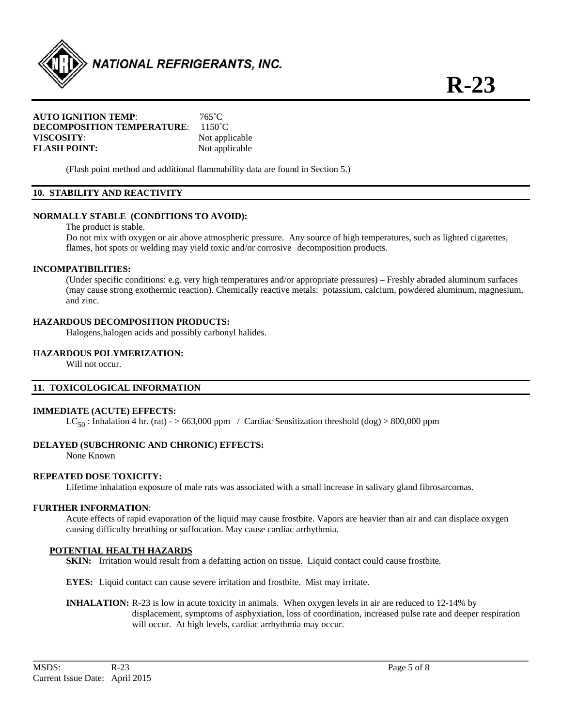**AUTO IGNITION TEMP**: 765˚C
**DECOMPOSITION TEMPERATURE**: 1150˚C
**VISCOSITY**: Not applicable
**FLASH POINT:** Not applicable

(Flash point method and additional flammability data are found in Section 5.)

## 10. STABILITY AND REACTIVITY

**NORMALLY STABLE (CONDITIONS TO AVOID):**

The product is stable.
Do not mix with oxygen or air above atmospheric pressure. Any source of high temperatures, such as lighted cigarettes, flames, hot spots or welding may yield toxic and/or corrosive decomposition products.

**INCOMPATIBILITIES:**

(Under specific conditions: e.g. very high temperatures and/or appropriate pressures) – Freshly abraded aluminum surfaces (may cause strong exothermic reaction). Chemically reactive metals: potassium, calcium, powdered aluminum, magnesium, and zinc.

**HAZARDOUS DECOMPOSITION PRODUCTS:**

Halogens,halogen acids and possibly carbonyl halides.

**HAZARDOUS POLYMERIZATION:**

Will not occur.

## 11. TOXICOLOGICAL INFORMATION

**IMMEDIATE (ACUTE) EFFECTS:**

$LC_{50}$ : Inhalation 4 hr. (rat) - > 663,000 ppm / Cardiac Sensitization threshold (dog) > 800,000 ppm

**DELAYED (SUBCHRONIC AND CHRONIC) EFFECTS:**

None Known

**REPEATED DOSE TOXICITY:**

Lifetime inhalation exposure of male rats was associated with a small increase in salivary gland fibrosarcomas.

**FURTHER INFORMATION**:

Acute effects of rapid evaporation of the liquid may cause frostbite. Vapors are heavier than air and can displace oxygen causing difficulty breathing or suffocation. May cause cardiac arrhythmia.

**POTENTIAL HEALTH HAZARDS**

**SKIN:** Irritation would result from a defatting action on tissue. Liquid contact could cause frostbite.

**EYES:** Liquid contact can cause severe irritation and frostbite. Mist may irritate.

**INHALATION:** R-23 is low in acute toxicity in animals. When oxygen levels in air are reduced to 12-14% by displacement, symptoms of asphyxiation, loss of coordination, increased pulse rate and deeper respiration will occur. At high levels, cardiac arrhythmia may occur.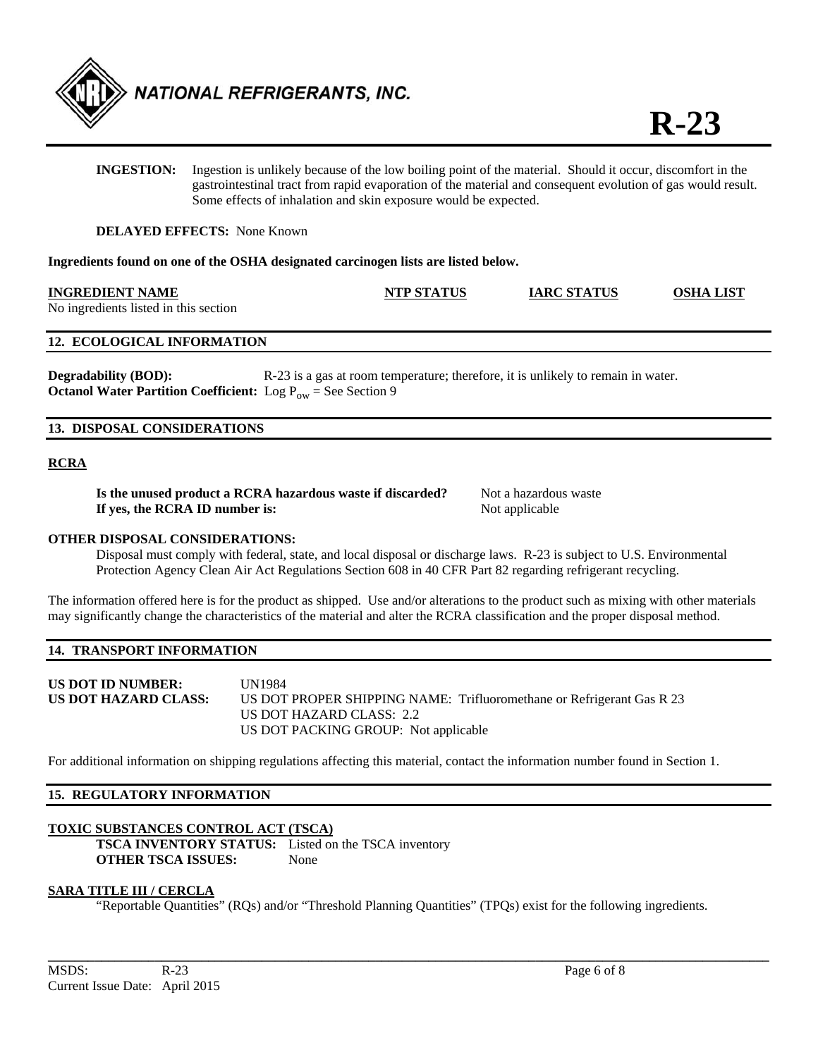**INGESTION:** Ingestion is unlikely because of the low boiling point of the material. Should it occur, discomfort in the gastrointestinal tract from rapid evaporation of the material and consequent evolution of gas would result. Some effects of inhalation and skin exposure would be expected.

**DELAYED EFFECTS:** None Known

**Ingredients found on one of the OSHA designated carcinogen lists are listed below.**

| INGREDIENT NAME | NTP STATUS | IARC STATUS | OSHA LIST |
|---|---|---|---|
| No ingredients listed in this section | | | |

## 12. ECOLOGICAL INFORMATION

**Degradability (BOD):** R-23 is a gas at room temperature; therefore, it is unlikely to remain in water.
**Octanol Water Partition Coefficient:** Log $P_{ow}$ = See Section 9

## 13. DISPOSAL CONSIDERATIONS

### RCRA

**Is the unused product a RCRA hazardous waste if discarded?** Not a hazardous waste
**If yes, the RCRA ID number is:** Not applicable

**OTHER DISPOSAL CONSIDERATIONS:**

Disposal must comply with federal, state, and local disposal or discharge laws. R-23 is subject to U.S. Environmental Protection Agency Clean Air Act Regulations Section 608 in 40 CFR Part 82 regarding refrigerant recycling.

The information offered here is for the product as shipped. Use and/or alterations to the product such as mixing with other materials may significantly change the characteristics of the material and alter the RCRA classification and the proper disposal method.

## 14. TRANSPORT INFORMATION

**US DOT ID NUMBER:** UN1984
**US DOT HAZARD CLASS:** US DOT PROPER SHIPPING NAME: Trifluoromethane or Refrigerant Gas R 23
US DOT HAZARD CLASS: 2.2
US DOT PACKING GROUP: Not applicable

For additional information on shipping regulations affecting this material, contact the information number found in Section 1.

## 15. REGULATORY INFORMATION

### TOXIC SUBSTANCES CONTROL ACT (TSCA)

**TSCA INVENTORY STATUS:** Listed on the TSCA inventory
**OTHER TSCA ISSUES:** None

### SARA TITLE III / CERCLA

"Reportable Quantities" (RQs) and/or "Threshold Planning Quantities" (TPQs) exist for the following ingredients.

MSDS: R-23
Current Issue Date: April 2015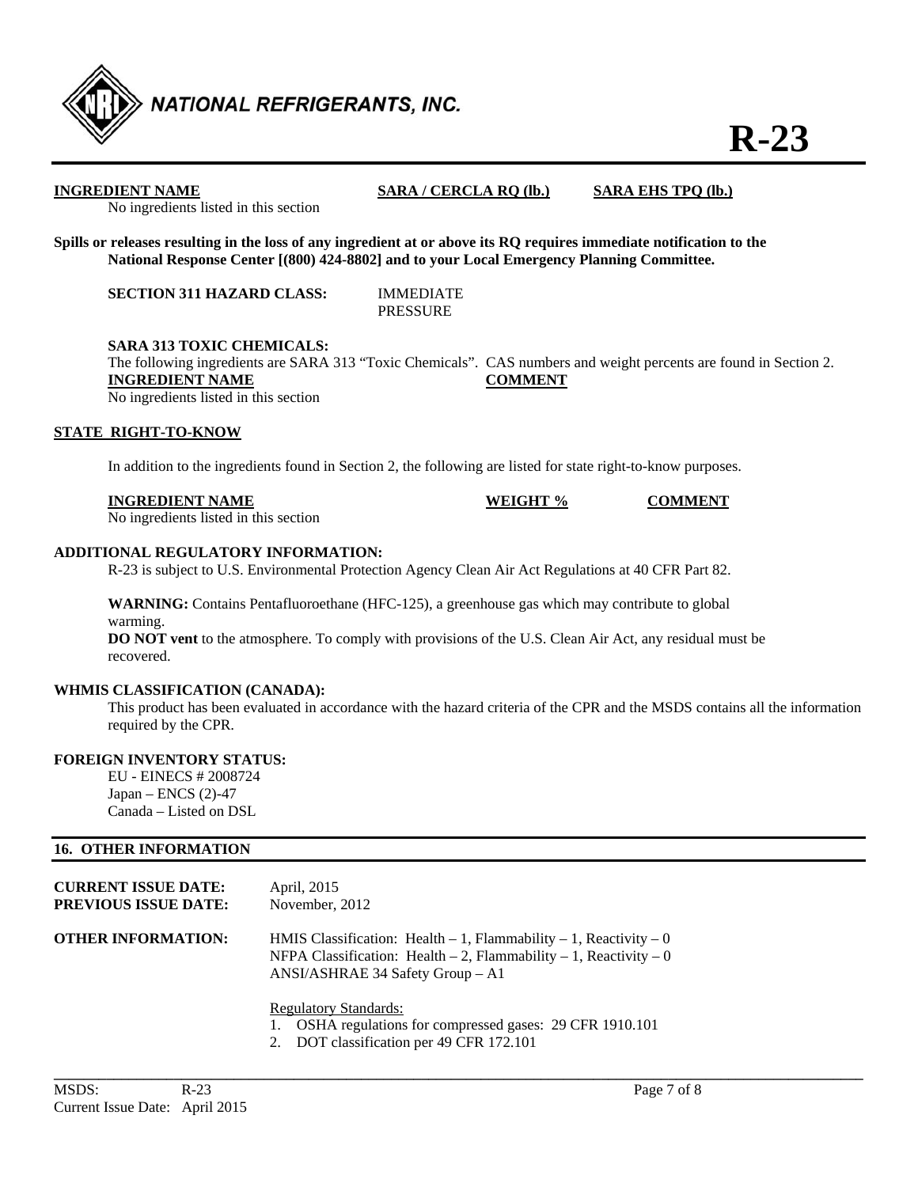| INGREDIENT NAME | SARA / CERCLA RQ (lb.) | SARA EHS TPQ (lb.) |
|---|---|---|
| No ingredients listed in this section | | |

**Spills or releases resulting in the loss of any ingredient at or above its RQ requires immediate notification to the National Response Center [(800) 424-8802] and to your Local Emergency Planning Committee.**

**SECTION 311 HAZARD CLASS:** IMMEDIATE
PRESSURE

**SARA 313 TOXIC CHEMICALS:**

The following ingredients are SARA 313 "Toxic Chemicals". CAS numbers and weight percents are found in Section 2.

| INGREDIENT NAME | COMMENT |
|---|---|
| No ingredients listed in this section | |

**STATE RIGHT-TO-KNOW**

In addition to the ingredients found in Section 2, the following are listed for state right-to-know purposes.

| INGREDIENT NAME | WEIGHT % | COMMENT |
|---|---|---|
| No ingredients listed in this section | | |

**ADDITIONAL REGULATORY INFORMATION:**

R-23 is subject to U.S. Environmental Protection Agency Clean Air Act Regulations at 40 CFR Part 82.

**WARNING:** Contains Pentafluoroethane (HFC-125), a greenhouse gas which may contribute to global warming.

**DO NOT vent** to the atmosphere. To comply with provisions of the U.S. Clean Air Act, any residual must be recovered.

**WHMIS CLASSIFICATION (CANADA):**

This product has been evaluated in accordance with the hazard criteria of the CPR and the MSDS contains all the information required by the CPR.

**FOREIGN INVENTORY STATUS:**

EU - EINECS # 2008724
Japan – ENCS (2)-47
Canada – Listed on DSL

## 16. OTHER INFORMATION

**CURRENT ISSUE DATE:** April, 2015
**PREVIOUS ISSUE DATE:** November, 2012

**OTHER INFORMATION:**

HMIS Classification: Health – 1, Flammability – 1, Reactivity – 0
NFPA Classification: Health – 2, Flammability – 1, Reactivity – 0
ANSI/ASHRAE 34 Safety Group – A1

Regulatory Standards:

1. OSHA regulations for compressed gases: 29 CFR 1910.101
2. DOT classification per 49 CFR 172.101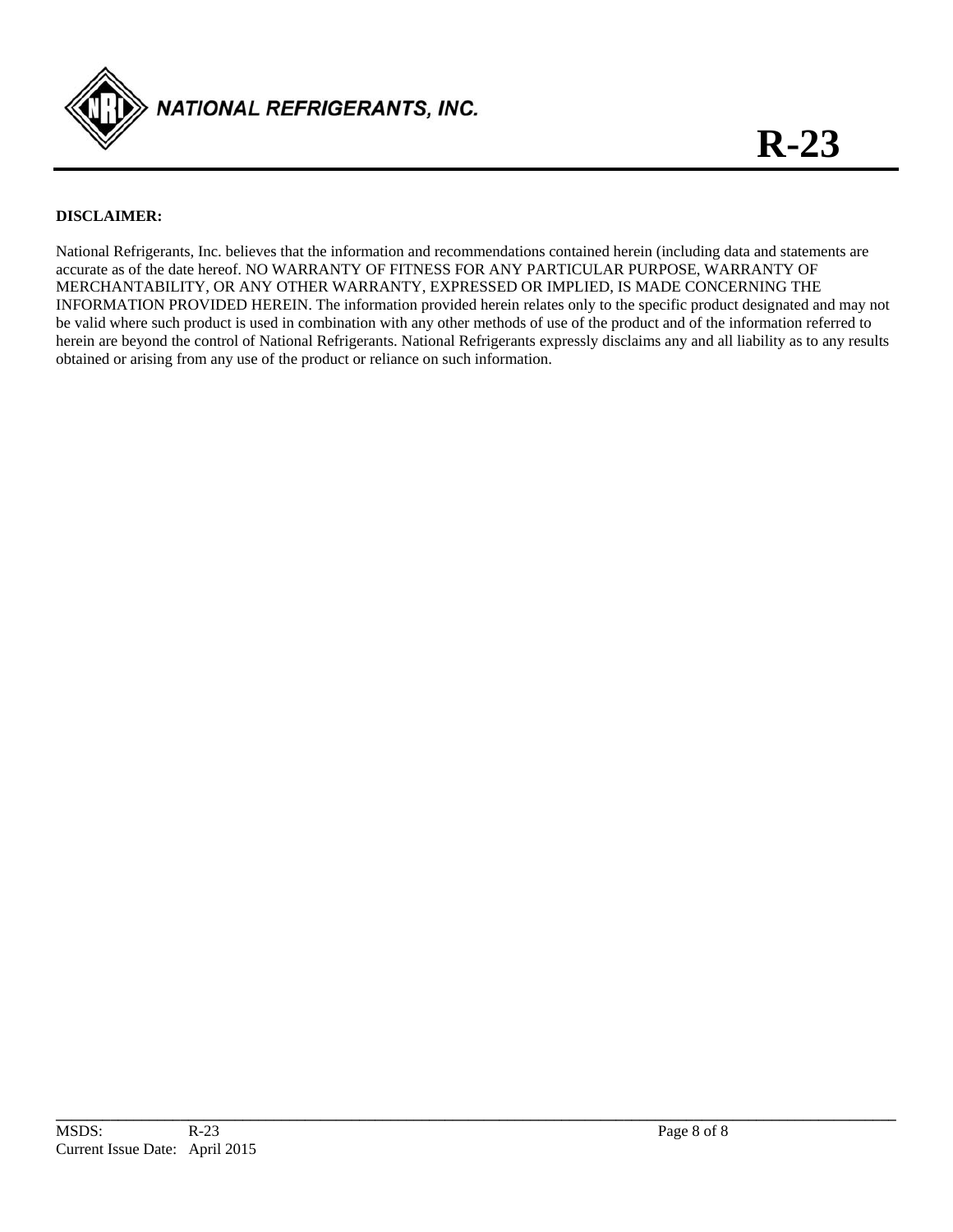**DISCLAIMER:**

National Refrigerants, Inc. believes that the information and recommendations contained herein (including data and statements are accurate as of the date hereof. NO WARRANTY OF FITNESS FOR ANY PARTICULAR PURPOSE, WARRANTY OF MERCHANTABILITY, OR ANY OTHER WARRANTY, EXPRESSED OR IMPLIED, IS MADE CONCERNING THE INFORMATION PROVIDED HEREIN. The information provided herein relates only to the specific product designated and may not be valid where such product is used in combination with any other methods of use of the product and of the information referred to herein are beyond the control of National Refrigerants. National Refrigerants expressly disclaims any and all liability as to any results obtained or arising from any use of the product or reliance on such information.